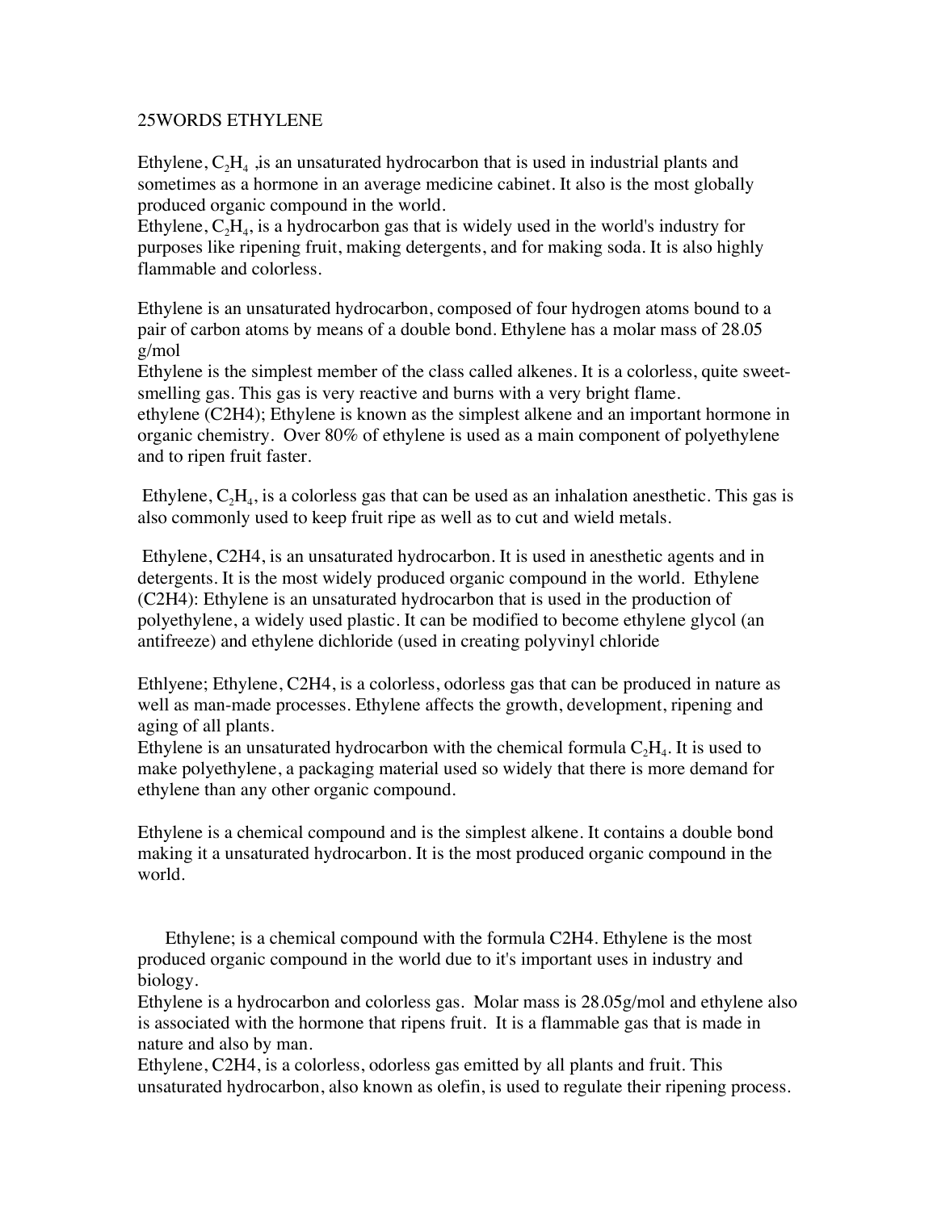25WORDS ETHYLENE

Ethylene, $C_2H_4$ ,is an unsaturated hydrocarbon that is used in industrial plants and sometimes as a hormone in an average medicine cabinet. It also is the most globally produced organic compound in the world.
Ethylene, $C_2H_4$, is a hydrocarbon gas that is widely used in the world's industry for purposes like ripening fruit, making detergents, and for making soda. It is also highly flammable and colorless.

Ethylene is an unsaturated hydrocarbon, composed of four hydrogen atoms bound to a pair of carbon atoms by means of a double bond. Ethylene has a molar mass of 28.05 g/mol
Ethylene is the simplest member of the class called alkenes. It is a colorless, quite sweet-smelling gas. This gas is very reactive and burns with a very bright flame.
ethylene (C2H4); Ethylene is known as the simplest alkene and an important hormone in organic chemistry. Over 80% of ethylene is used as a main component of polyethylene and to ripen fruit faster.

Ethylene, $C_2H_4$, is a colorless gas that can be used as an inhalation anesthetic. This gas is also commonly used to keep fruit ripe as well as to cut and wield metals.

Ethylene, C2H4, is an unsaturated hydrocarbon. It is used in anesthetic agents and in detergents. It is the most widely produced organic compound in the world. Ethylene (C2H4): Ethylene is an unsaturated hydrocarbon that is used in the production of polyethylene, a widely used plastic. It can be modified to become ethylene glycol (an antifreeze) and ethylene dichloride (used in creating polyvinyl chloride

Ethlyene; Ethylene, C2H4, is a colorless, odorless gas that can be produced in nature as well as man-made processes. Ethylene affects the growth, development, ripening and aging of all plants.
Ethylene is an unsaturated hydrocarbon with the chemical formula $C_2H_4$. It is used to make polyethylene, a packaging material used so widely that there is more demand for ethylene than any other organic compound.

Ethylene is a chemical compound and is the simplest alkene. It contains a double bond making it a unsaturated hydrocarbon. It is the most produced organic compound in the world.

Ethylene; is a chemical compound with the formula C2H4. Ethylene is the most produced organic compound in the world due to it's important uses in industry and biology.
Ethylene is a hydrocarbon and colorless gas. Molar mass is 28.05g/mol and ethylene also is associated with the hormone that ripens fruit. It is a flammable gas that is made in nature and also by man.
Ethylene, C2H4, is a colorless, odorless gas emitted by all plants and fruit. This unsaturated hydrocarbon, also known as olefin, is used to regulate their ripening process.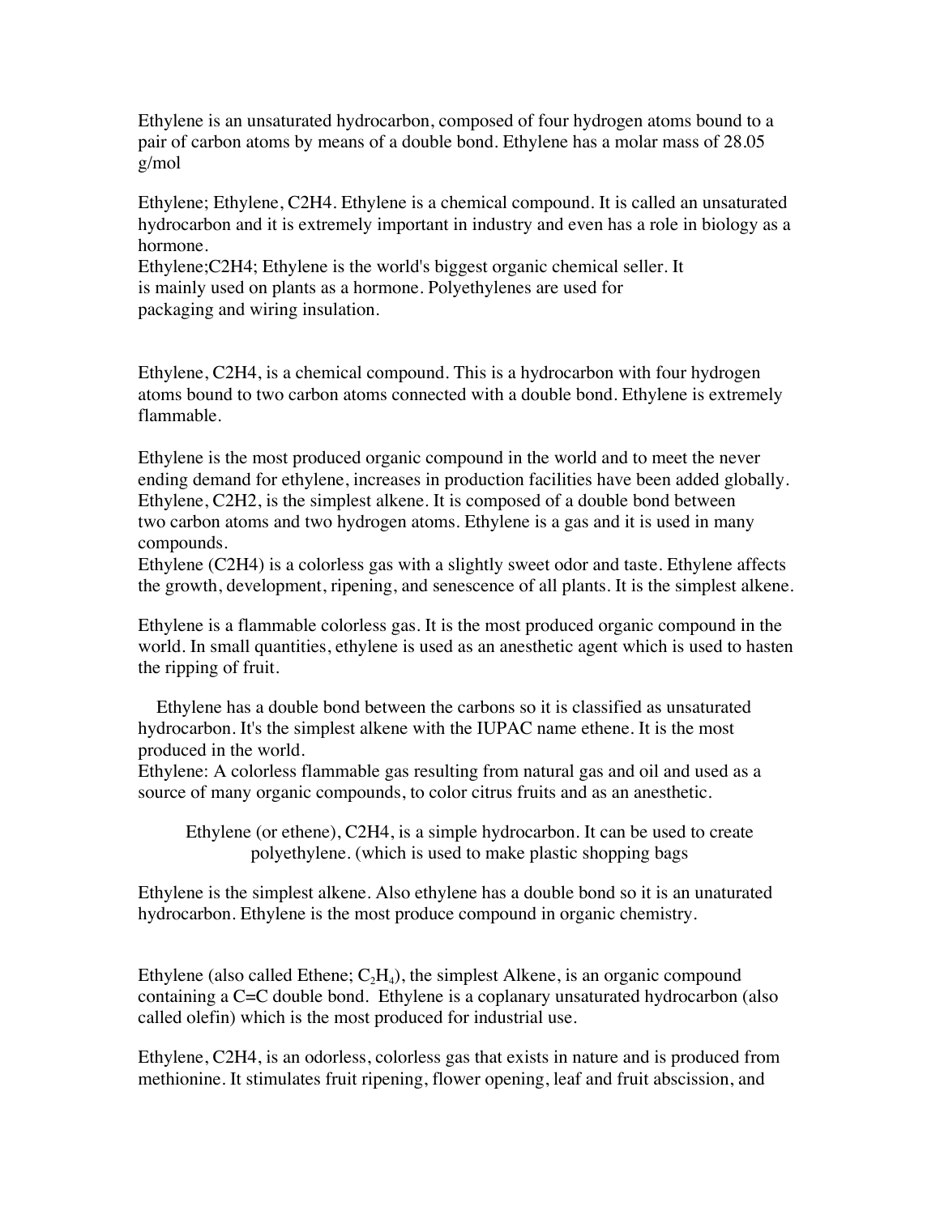Ethylene is an unsaturated hydrocarbon, composed of four hydrogen atoms bound to a pair of carbon atoms by means of a double bond. Ethylene has a molar mass of 28.05 g/mol

Ethylene; Ethylene, $C2H4$. Ethylene is a chemical compound. It is called an unsaturated hydrocarbon and it is extremely important in industry and even has a role in biology as a hormone.
Ethylene;$C2H4$; Ethylene is the world's biggest organic chemical seller. It is mainly used on plants as a hormone. Polyethylenes are used for packaging and wiring insulation.

Ethylene, $C2H4$, is a chemical compound. This is a hydrocarbon with four hydrogen atoms bound to two carbon atoms connected with a double bond. Ethylene is extremely flammable.

Ethylene is the most produced organic compound in the world and to meet the never ending demand for ethylene, increases in production facilities have been added globally.
Ethylene, $C2H2$, is the simplest alkene. It is composed of a double bond between two carbon atoms and two hydrogen atoms. Ethylene is a gas and it is used in many compounds.
Ethylene ($C2H4$) is a colorless gas with a slightly sweet odor and taste. Ethylene affects the growth, development, ripening, and senescence of all plants. It is the simplest alkene.

Ethylene is a flammable colorless gas. It is the most produced organic compound in the world. In small quantities, ethylene is used as an anesthetic agent which is used to hasten the ripping of fruit.

Ethylene has a double bond between the carbons so it is classified as unsaturated hydrocarbon. It's the simplest alkene with the IUPAC name ethene. It is the most produced in the world.
Ethylene: A colorless flammable gas resulting from natural gas and oil and used as a source of many organic compounds, to color citrus fruits and as an anesthetic.

Ethylene (or ethene), $C2H4$, is a simple hydrocarbon. It can be used to create polyethylene. (which is used to make plastic shopping bags

Ethylene is the simplest alkene. Also ethylene has a double bond so it is an unaturated hydrocarbon. Ethylene is the most produce compound in organic chemistry.

Ethylene (also called Ethene; $C_2H_4$), the simplest Alkene, is an organic compound containing a C=C double bond. Ethylene is a coplanary unsaturated hydrocarbon (also called olefin) which is the most produced for industrial use.

Ethylene, $C2H4$, is an odorless, colorless gas that exists in nature and is produced from methionine. It stimulates fruit ripening, flower opening, leaf and fruit abscission, and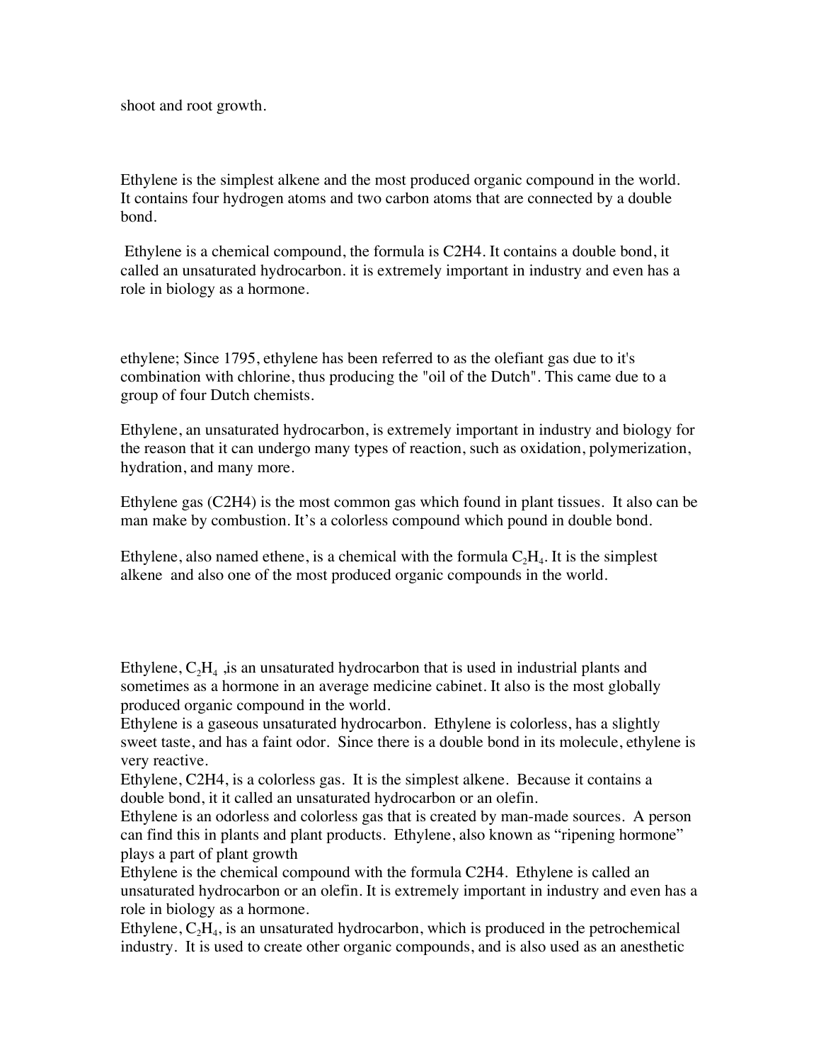shoot and root growth.

Ethylene is the simplest alkene and the most produced organic compound in the world. It contains four hydrogen atoms and two carbon atoms that are connected by a double bond.

Ethylene is a chemical compound, the formula is C2H4. It contains a double bond, it called an unsaturated hydrocarbon. it is extremely important in industry and even has a role in biology as a hormone.

ethylene; Since 1795, ethylene has been referred to as the olefiant gas due to it's combination with chlorine, thus producing the "oil of the Dutch". This came due to a group of four Dutch chemists.

Ethylene, an unsaturated hydrocarbon, is extremely important in industry and biology for the reason that it can undergo many types of reaction, such as oxidation, polymerization, hydration, and many more.

Ethylene gas (C2H4) is the most common gas which found in plant tissues. It also can be man make by combustion. It's a colorless compound which pound in double bond.

Ethylene, also named ethene, is a chemical with the formula $C_2H_4$. It is the simplest alkene and also one of the most produced organic compounds in the world.

Ethylene, $C_2H_4$ ,is an unsaturated hydrocarbon that is used in industrial plants and sometimes as a hormone in an average medicine cabinet. It also is the most globally produced organic compound in the world.

Ethylene is a gaseous unsaturated hydrocarbon. Ethylene is colorless, has a slightly sweet taste, and has a faint odor. Since there is a double bond in its molecule, ethylene is very reactive.

Ethylene, C2H4, is a colorless gas. It is the simplest alkene. Because it contains a double bond, it it called an unsaturated hydrocarbon or an olefin.

Ethylene is an odorless and colorless gas that is created by man-made sources. A person can find this in plants and plant products. Ethylene, also known as "ripening hormone" plays a part of plant growth

Ethylene is the chemical compound with the formula C2H4. Ethylene is called an unsaturated hydrocarbon or an olefin. It is extremely important in industry and even has a role in biology as a hormone.

Ethylene, $C_2H_4$, is an unsaturated hydrocarbon, which is produced in the petrochemical industry. It is used to create other organic compounds, and is also used as an anesthetic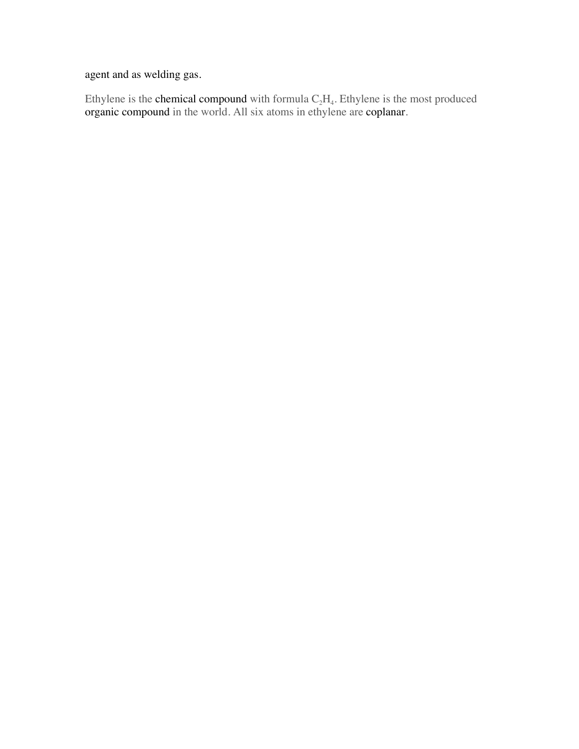agent and as welding gas.

Ethylene is the chemical compound with formula $C_2H_4$. Ethylene is the most produced organic compound in the world. All six atoms in ethylene are coplanar.